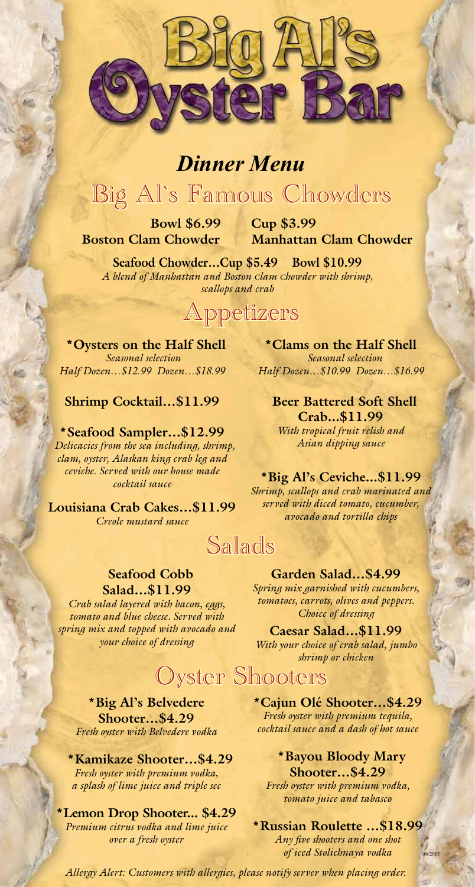# Big Al's Oyster Bar

## *Dinner Menu*

## Big Al`s Famous Chowders

**Bowl $6.99 Cup $3.99**

**Boston Clam Chowder Manhattan Clam Chowder**

**Seafood Chowder…Cup $5.49 Bowl $10.99**
*A blend of Manhattan and Boston clam chowder with shrimp, scallops and crab*

## Appetizers

**\*Oysters on the Half Shell**
*Seasonal selection*
*Half Dozen…$12.99 Dozen…$18.99*

**\*Clams on the Half Shell**
*Seasonal selection*
*Half Dozen…$10.99 Dozen…$16.99*

**Shrimp Cocktail…$11.99**

**Beer Battered Soft Shell Crab...$11.99**
*With tropical fruit relish and Asian dipping sauce*

**\*Seafood Sampler…$12.99**
*Delicacies from the sea including, shrimp, clam, oyster, Alaskan king crab leg and ceviche. Served with our house made cocktail sauce*

**\*Big Al's Ceviche...$11.99**
*Shrimp, scallops and crab marinated and served with diced tomato, cucumber, avocado and tortilla chips*

**Louisiana Crab Cakes…$11.99**
*Creole mustard sauce*

## Salads

**Seafood Cobb Salad…$11.99**
*Crab salad layered with bacon, eggs, tomato and blue cheese. Served with spring mix and topped with avocado and your choice of dressing*

**Garden Salad…$4.99**
*Spring mix garnished with cucumbers, tomatoes, carrots, olives and peppers. Choice of dressing*

**Caesar Salad…$11.99**
*With your choice of crab salad, jumbo shrimp or chicken*

## Oyster Shooters

**\*Big Al's Belvedere Shooter…$4.29**
*Fresh oyster with Belvedere vodka*

**\*Cajun Olé Shooter…$4.29**
*Fresh oyster with premium tequila, cocktail sauce and a dash of hot sauce*

**\*Kamikaze Shooter…$4.29**
*Fresh oyster with premium vodka, a splash of lime juice and triple sec*

**\*Bayou Bloody Mary Shooter…$4.29**
*Fresh oyster with premium vodka, tomato juice and tabasco*

**\*Lemon Drop Shooter... $4.29**
*Premium citrus vodka and lime juice over a fresh oyster*

**\*Russian Roulette …$18.99**
*Any five shooters and one shot of iced Stolichnaya vodka*

06/2013

*Allergy Alert: Customers with allergies, please notify server when placing order.*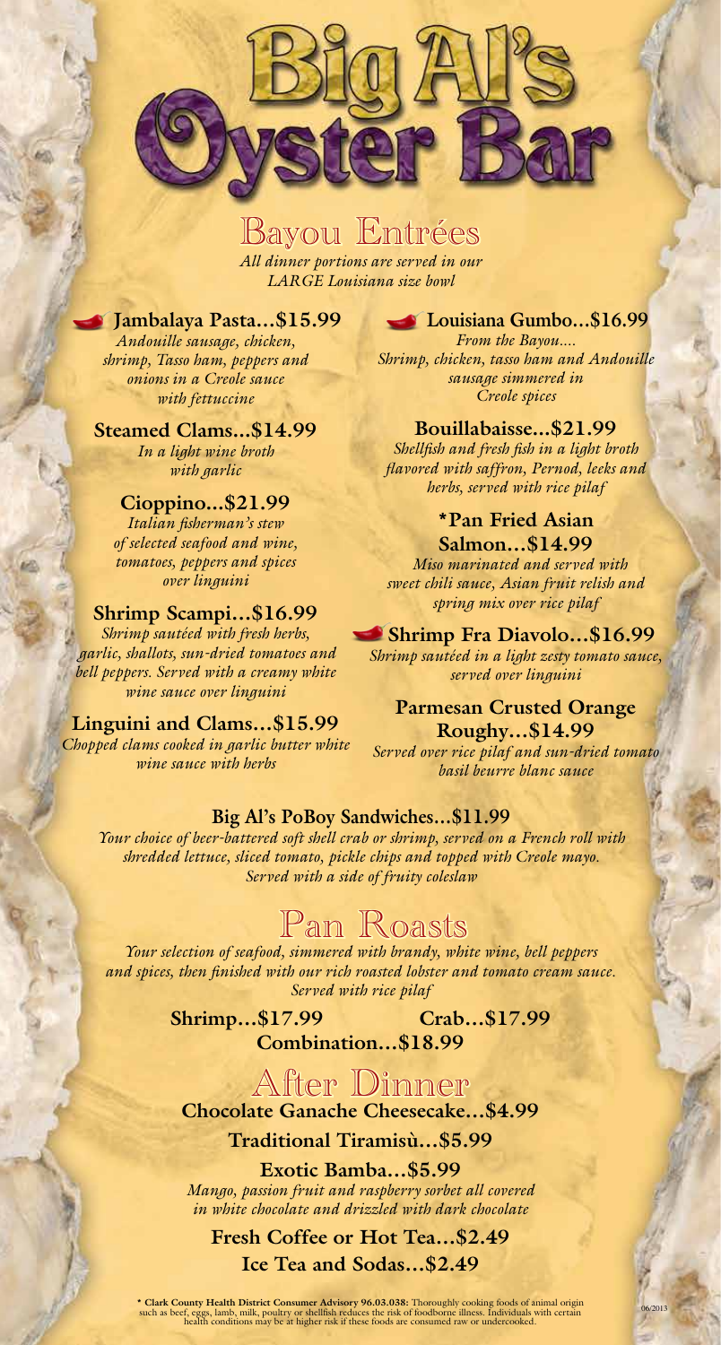# Big Al's Oyster Bar

## Bayou Entrées

*All dinner portions are served in our LARGE Louisiana size bowl*

**Jambalaya Pasta...$15.99**
*Andouille sausage, chicken, shrimp, Tasso ham, peppers and onions in a Creole sauce with fettuccine*

**Steamed Clams...$14.99**
*In a light wine broth with garlic*

**Cioppino...$21.99**
*Italian fisherman's stew of selected seafood and wine, tomatoes, peppers and spices over linguini*

**Shrimp Scampi...$16.99**
*Shrimp sautéed with fresh herbs, garlic, shallots, sun-dried tomatoes and bell peppers. Served with a creamy white wine sauce over linguini*

**Linguini and Clams...$15.99**
*Chopped clams cooked in garlic butter white wine sauce with herbs*

**Louisiana Gumbo...$16.99**
*From the Bayou.... Shrimp, chicken, tasso ham and Andouille sausage simmered in Creole spices*

**Bouillabaisse...$21.99**
*Shellfish and fresh fish in a light broth flavored with saffron, Pernod, leeks and herbs, served with rice pilaf*

**\*Pan Fried Asian Salmon...$14.99**
*Miso marinated and served with sweet chili sauce, Asian fruit relish and spring mix over rice pilaf*

**Shrimp Fra Diavolo...$16.99**
*Shrimp sautéed in a light zesty tomato sauce, served over linguini*

**Parmesan Crusted Orange Roughy...$14.99**
*Served over rice pilaf and sun-dried tomato basil beurre blanc sauce*

**Big Al's PoBoy Sandwiches...$11.99**
*Your choice of beer-battered soft shell crab or shrimp, served on a French roll with shredded lettuce, sliced tomato, pickle chips and topped with Creole mayo. Served with a side of fruity coleslaw*

## Pan Roasts

*Your selection of seafood, simmered with brandy, white wine, bell peppers and spices, then finished with our rich roasted lobster and tomato cream sauce. Served with rice pilaf*

**Shrimp...$17.99** **Crab...$17.99**
**Combination...$18.99**

## After Dinner

**Chocolate Ganache Cheesecake...$4.99**

**Traditional Tiramisù...$5.99**

**Exotic Bamba...$5.99**
*Mango, passion fruit and raspberry sorbet all covered in white chocolate and drizzled with dark chocolate*

**Fresh Coffee or Hot Tea...$2.49**

**Ice Tea and Sodas...$2.49**

\* **Clark County Health District Consumer Advisory 96.03.038:** Thoroughly cooking foods of animal origin such as beef, eggs, lamb, milk, poultry or shellfish reduces the risk of foodborne illness. Individuals with certain health conditions may be at higher risk if these foods are consumed raw or undercooked.

06/2013